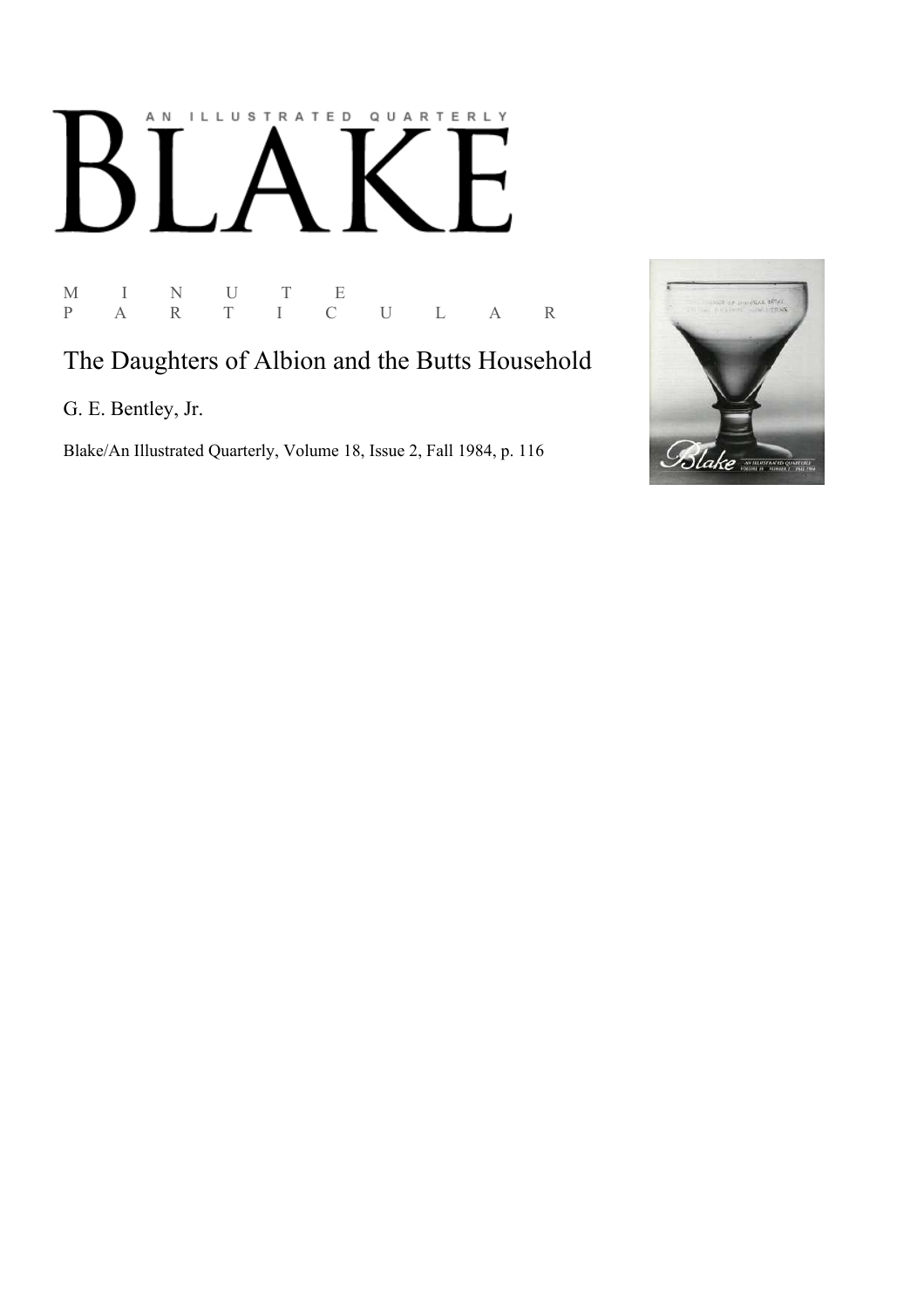# BLAKE

AN ILLUSTRATED QUARTERLY

MINUTE PARTICULAR

## The Daughters of Albion and the Butts Household

G. E. Bentley, Jr.

Blake/An Illustrated Quarterly, Volume 18, Issue 2, Fall 1984, p. 116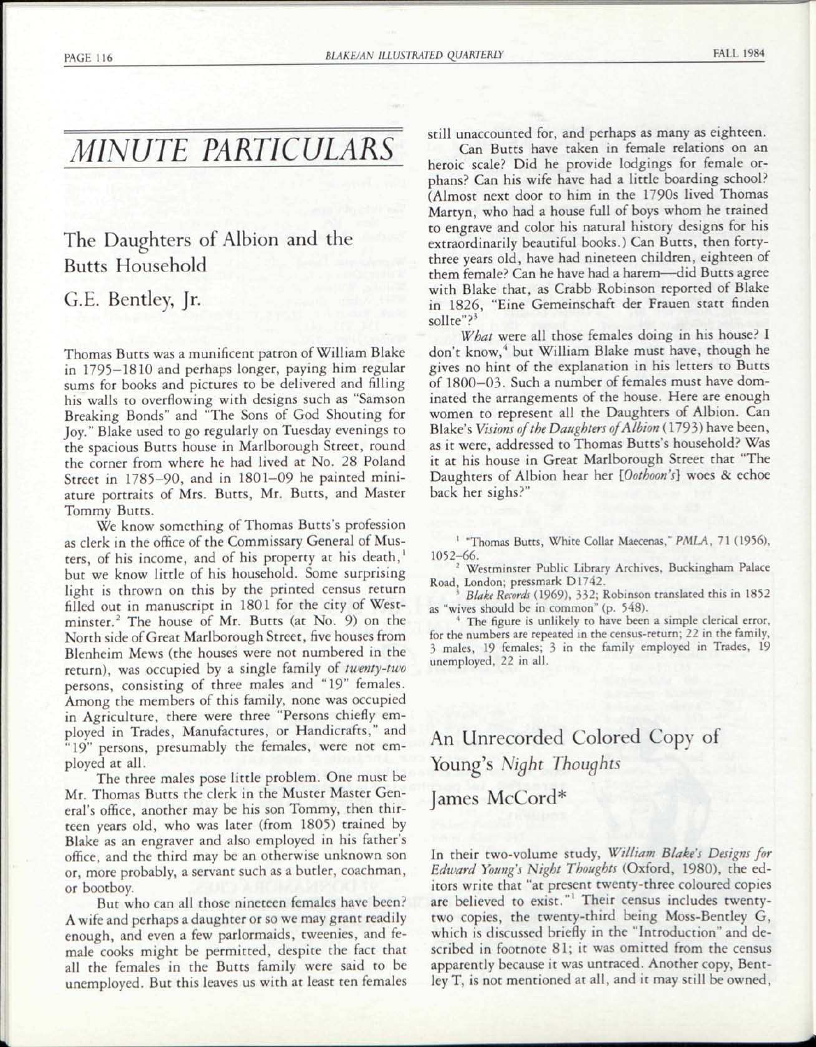# MINUTE PARTICULARS

## The Daughters of Albion and the Butts Household

### G.E. Bentley, Jr.

Thomas Butts was a munificent patron of William Blake in 1795–1810 and perhaps longer, paying him regular sums for books and pictures to be delivered and filling his walls to overflowing with designs such as "Samson Breaking Bonds" and "The Sons of God Shouting for Joy." Blake used to go regularly on Tuesday evenings to the spacious Butts house in Marlborough Street, round the corner from where he had lived at No. 28 Poland Street in 1785–90, and in 1801–09 he painted miniature portraits of Mrs. Butts, Mr. Butts, and Master Tommy Butts.

We know something of Thomas Butts's profession as clerk in the office of the Commissary General of Musters, of his income, and of his property at his death,[1] but we know little of his household. Some surprising light is thrown on this by the printed census return filled out in manuscript in 1801 for the city of Westminster.[2] The house of Mr. Butts (at No. 9) on the North side of Great Marlborough Street, five houses from Blenheim Mews (the houses were not numbered in the return), was occupied by a single family of *twenty-two* persons, consisting of three males and "19" females. Among the members of this family, none was occupied in Agriculture, there were three "Persons chiefly employed in Trades, Manufactures, or Handicrafts," and "19" persons, presumably the females, were not employed at all.

The three males pose little problem. One must be Mr. Thomas Butts the clerk in the Muster Master General's office, another may be his son Tommy, then thirteen years old, who was later (from 1805) trained by Blake as an engraver and also employed in his father's office, and the third may be an otherwise unknown son or, more probably, a servant such as a butler, coachman, or bootboy.

But who can all those nineteen females have been? A wife and perhaps a daughter or so we may grant readily enough, and even a few parlormaids, tweenies, and female cooks might be permitted, despite the fact that all the females in the Butts family were said to be unemployed. But this leaves us with at least ten females still unaccounted for, and perhaps as many as eighteen.

Can Butts have taken in female relations on an heroic scale? Did he provide lodgings for female orphans? Can his wife have had a little boarding school? (Almost next door to him in the 1790s lived Thomas Martyn, who had a house full of boys whom he trained to engrave and color his natural history designs for his extraordinarily beautiful books.) Can Butts, then forty-three years old, have had nineteen children, eighteen of them female? Can he have had a harem—did Butts agree with Blake that, as Crabb Robinson reported of Blake in 1826, "Eine Gemeinschaft der Frauen statt finden sollte"?[3]

*What* were all those females doing in his house? I don't know,[4] but William Blake must have, though he gives no hint of the explanation in his letters to Butts of 1800–03. Such a number of females must have dominated the arrangements of the house. Here are enough women to represent all the Daughters of Albion. Can Blake's *Visions of the Daughters of Albion* (1793) have been, as it were, addressed to Thomas Butts's household? Was it at his house in Great Marlborough Street that "The Daughters of Albion hear her [*Oothoon's*] woes & echoe back her sighs?"

[1] "Thomas Butts, White Collar Maecenas," *PMLA*, 71 (1956), 1052–66.

[2] Westminster Public Library Archives, Buckingham Palace Road, London; pressmark D1742.

[3] *Blake Records* (1969), 332; Robinson translated this in 1852 as "wives should be in common" (p. 548).

[4] The figure is unlikely to have been a simple clerical error, for the numbers are repeated in the census-return; 22 in the family, 3 males, 19 females; 3 in the family employed in Trades, 19 unemployed, 22 in all.

## An Unrecorded Colored Copy of Young's *Night Thoughts*

### James McCord*

In their two-volume study, *William Blake's Designs for Edward Young's Night Thoughts* (Oxford, 1980), the editors write that "at present twenty-three coloured copies are believed to exist."[1] Their census includes twenty-two copies, the twenty-third being Moss-Bentley G, which is discussed briefly in the "Introduction" and described in footnote 81; it was omitted from the census apparently because it was untraced. Another copy, Bentley T, is not mentioned at all, and it may still be owned,